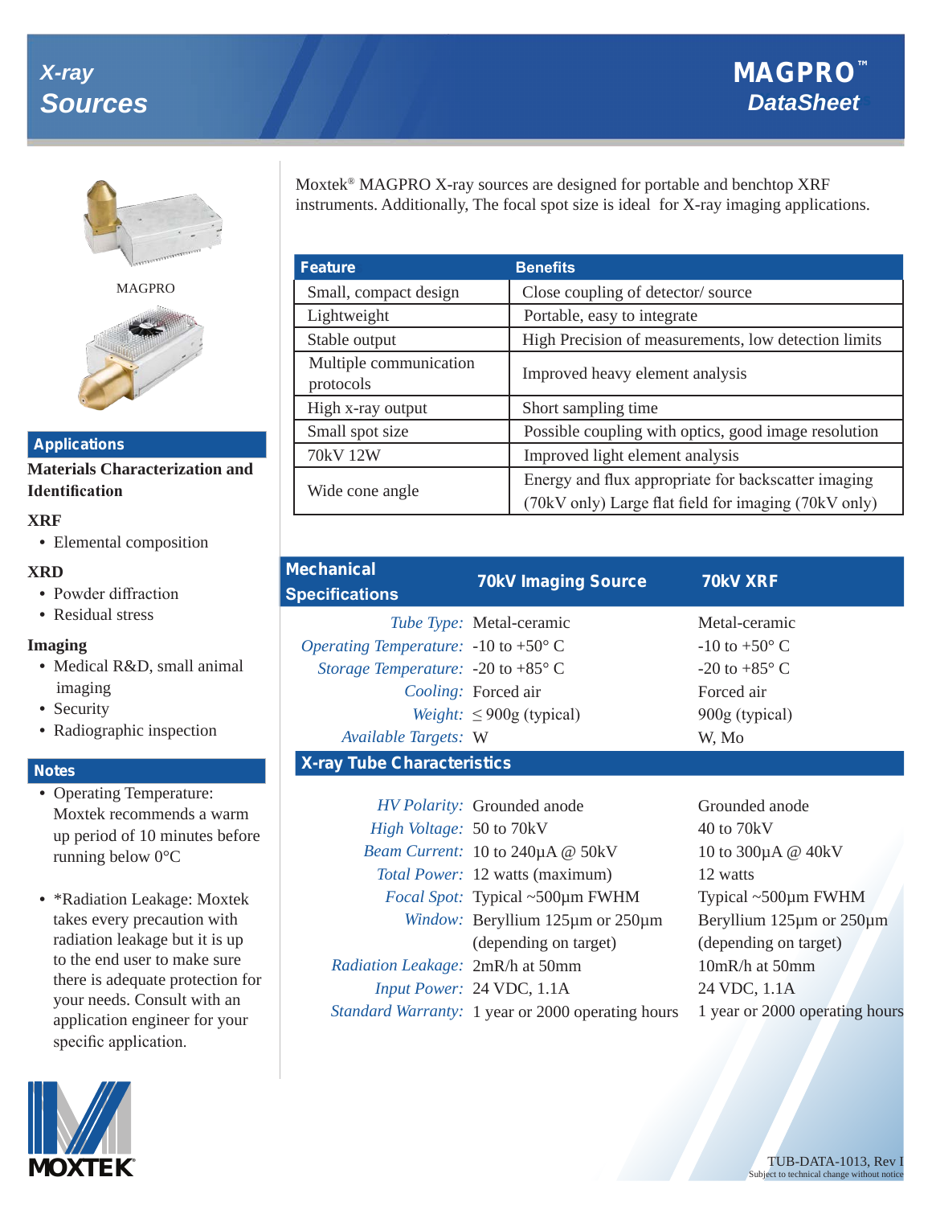# X-ray Sources

## MAGPRO™ DataSheet

Moxtek® MAGPRO X-ray sources are designed for portable and benchtop XRF instruments. Additionally, The focal spot size is ideal for X-ray imaging applications.

| Feature | Benefits |
|---|---|
| Small, compact design | Close coupling of detector/ source |
| Lightweight | Portable, easy to integrate |
| Stable output | High Precision of measurements, low detection limits |
| Multiple communication protocols | Improved heavy element analysis |
| High x-ray output | Short sampling time |
| Small spot size | Possible coupling with optics, good image resolution |
| 70kV 12W | Improved light element analysis |
| Wide cone angle | Energy and flux appropriate for backscatter imaging (70kV only) Large flat field for imaging (70kV only) |

MAGPRO

### Applications

**Materials Characterization and Identification**

**XRF**

- Elemental composition

**XRD**

- Powder diffraction
- Residual stress

**Imaging**

- Medical R&D, small animal imaging
- Security
- Radiographic inspection

### Notes

- Operating Temperature: Moxtek recommends a warm up period of 10 minutes before running below 0°C
- *Radiation Leakage: Moxtek takes every precaution with radiation leakage but it is up to the end user to make sure there is adequate protection for your needs. Consult with an application engineer for your specific application.

| Mechanical Specifications | 70kV Imaging Source | 70kV XRF |
|---|---|---|
| *Tube Type:* | Metal-ceramic | Metal-ceramic |
| *Operating Temperature:* | -10 to +50° C | -10 to +50° C |
| *Storage Temperature:* | -20 to +85° C | -20 to +85° C |
| *Cooling:* | Forced air | Forced air |
| *Weight:* | ≤ 900g (typical) | 900g (typical) |
| *Available Targets:* | W | W, Mo |
| **X-ray Tube Characteristics** | | |
| *HV Polarity:* | Grounded anode | Grounded anode |
| *High Voltage:* | 50 to 70kV | 40 to 70kV |
| *Beam Current:* | 10 to 240µA @ 50kV | 10 to 300µA @ 40kV |
| *Total Power:* | 12 watts (maximum) | 12 watts |
| *Focal Spot:* | Typical ~500µm FWHM | Typical ~500µm FWHM |
| *Window:* | Beryllium 125µm or 250µm (depending on target) | Beryllium 125µm or 250µm (depending on target) |
| *Radiation Leakage:* | 2mR/h at 50mm | 10mR/h at 50mm |
| *Input Power:* | 24 VDC, 1.1A | 24 VDC, 1.1A |
| *Standard Warranty:* | 1 year or 2000 operating hours | 1 year or 2000 operating hours |

MOXTEK®

TUB-DATA-1013, Rev I
Subject to technical change without notice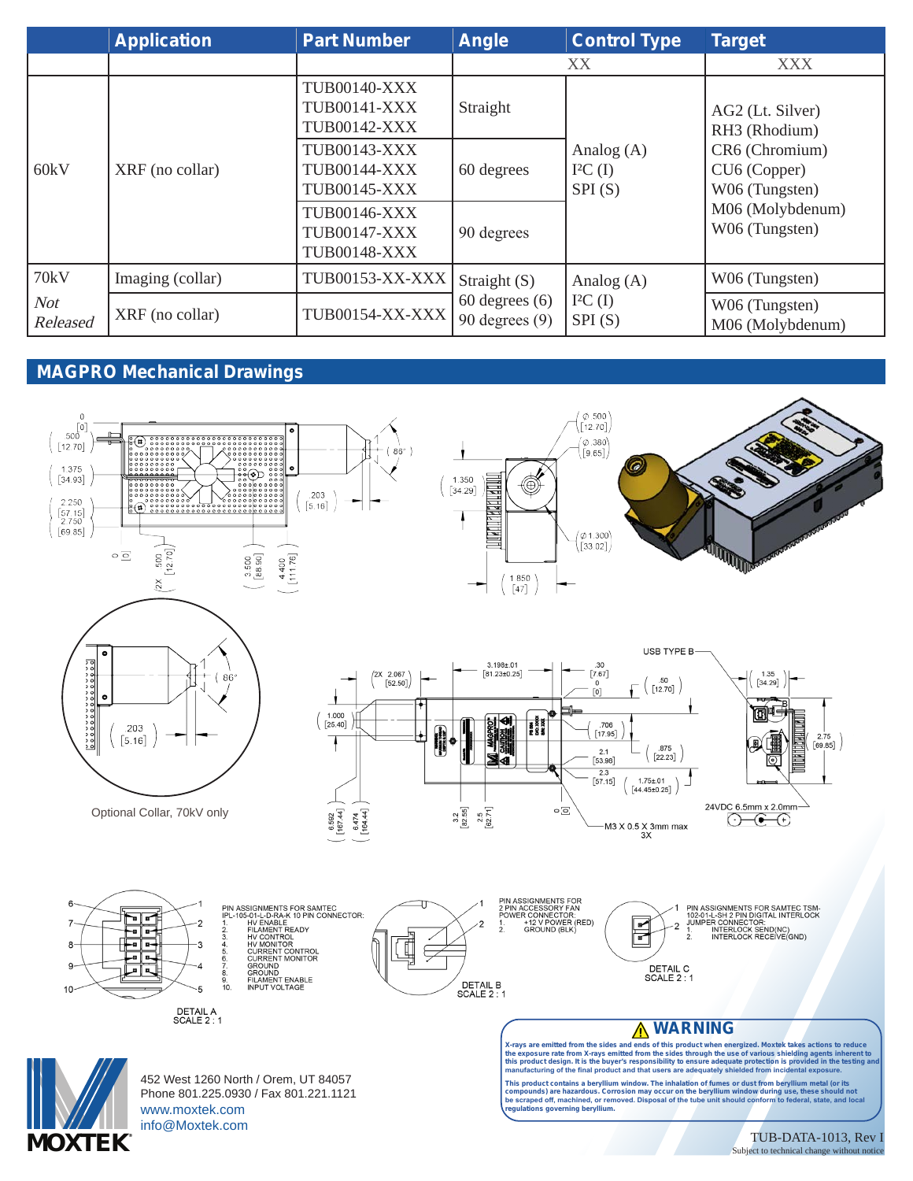| | Application | Part Number | Angle | Control Type | Target |
|---|---|---|---|---|---|
| | | | | XX | XXX |
| 60kV | XRF (no collar) | TUB00140-XXX<br>TUB00141-XXX<br>TUB00142-XXX | Straight | Analog (A)<br>I²C (I)<br>SPI (S) | AG2 (Lt. Silver)<br>RH3 (Rhodium)<br>CR6 (Chromium)<br>CU6 (Copper)<br>W06 (Tungsten)<br>M06 (Molybdenum)<br>W06 (Tungsten) |
| | | TUB00143-XXX<br>TUB00144-XXX<br>TUB00145-XXX | 60 degrees | | |
| | | TUB00146-XXX<br>TUB00147-XXX<br>TUB00148-XXX | 90 degrees | | |
| 70kV<br>*Not Released* | Imaging (collar) | TUB00153-XX-XXX | Straight (S)<br>60 degrees (6)<br>90 degrees (9) | Analog (A)<br>I²C (I)<br>SPI (S) | W06 (Tungsten) |
| | XRF (no collar) | TUB00154-XX-XXX | | | W06 (Tungsten)<br>M06 (Molybdenum) |

## MAGPRO Mechanical Drawings

Optional Collar, 70kV only

USB TYPE B

24VDC 6.5mm x 2.0mm

M3 X 0.5 X 3mm max
3X

PIN ASSIGNMENTS FOR SAMTEC IPL-105-01-L-D-RA-K 10 PIN CONNECTOR:
1. HV ENABLE
2. FILAMENT READY
3. HV CONTROL
4. HV MONITOR
5. CURRENT CONTROL
6. CURRENT MONITOR
7. GROUND
8. GROUND
9. FILAMENT ENABLE
10. INPUT VOLTAGE

DETAIL A
SCALE 2 : 1

PIN ASSIGNMENTS FOR 2 PIN ACCESSORY FAN POWER CONNECTOR:
1. +12 V POWER (RED)
2. GROUND (BLK)

DETAIL B
SCALE 2 : 1

PIN ASSIGNMENTS FOR SAMTEC TSM-102-01-L-SH 2 PIN DIGITAL INTERLOCK JUMPER CONNECTOR:
1. INTERLOCK SEND(NC)
2. INTERLOCK RECEIVE(GND)

DETAIL C
SCALE 2 : 1

### ⚠ WARNING

**X-rays are emitted from the sides and ends of this product when energized. Moxtek takes actions to reduce the exposure rate from X-rays emitted from the sides through the use of various shielding agents inherent to this product design. It is the buyer's responsibility to ensure adequate protection is provided in the testing and manufacturing of the final product and that users are adequately shielded from incidental exposure.**

**This product contains a beryllium window. The inhalation of fumes or dust from beryllium metal (or its compounds) are hazardous. Corrosion may occur on the beryllium window during use, these should not be scraped off, machined, or removed. Disposal of the tube unit should conform to federal, state, and local regulations governing beryllium.**

MOXTEK

452 West 1260 North / Orem, UT 84057
Phone 801.225.0930 / Fax 801.221.1121
www.moxtek.com
info@Moxtek.com

TUB-DATA-1013, Rev I
Subject to technical change without notice